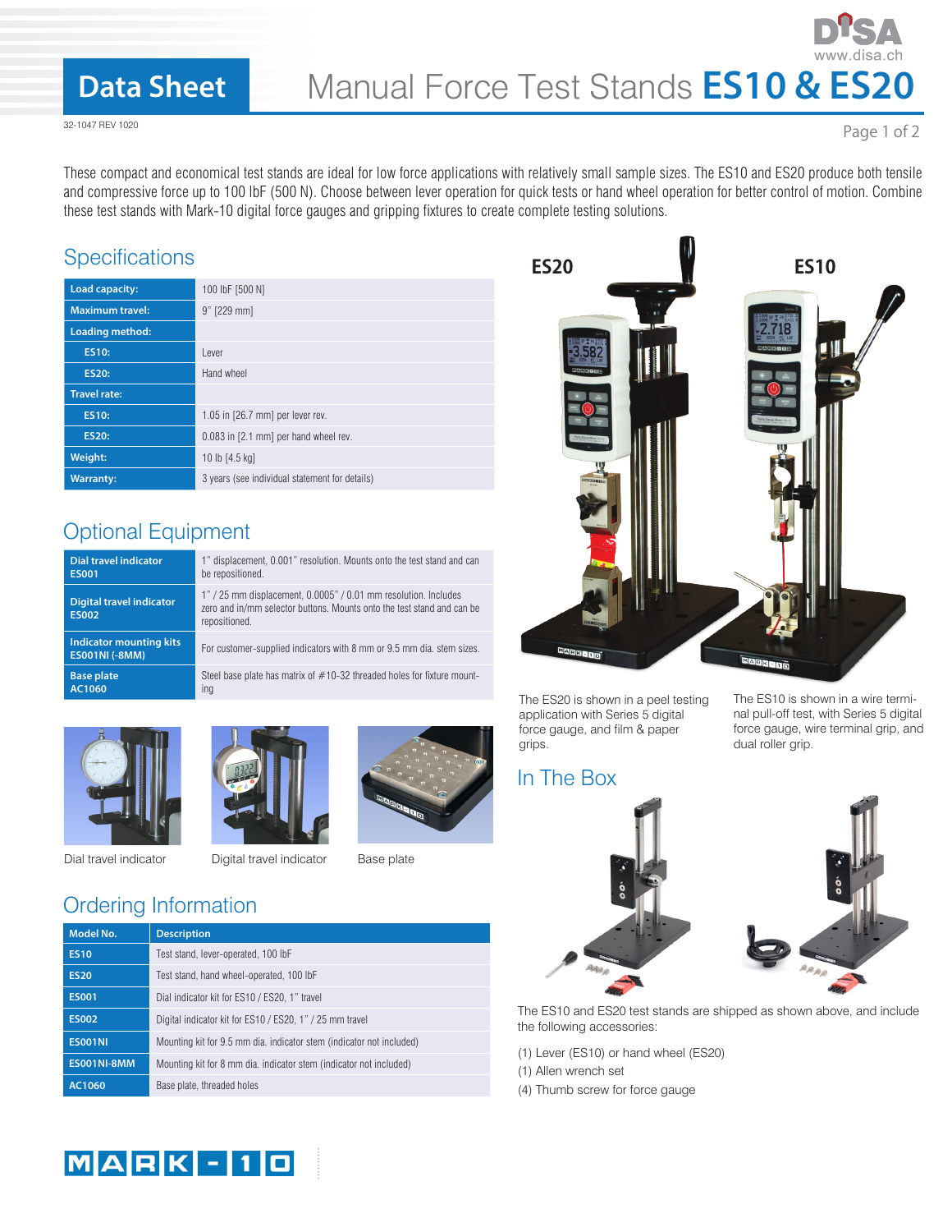# Data Sheet

## Manual Force Test Stands **ES10 & ES20**

32-1047 REV 1020

These compact and economical test stands are ideal for low force applications with relatively small sample sizes. The ES10 and ES20 produce both tensile and compressive force up to 100 lbF (500 N). Choose between lever operation for quick tests or hand wheel operation for better control of motion. Combine these test stands with Mark-10 digital force gauges and gripping fixtures to create complete testing solutions.

## Specifications

| | |
|---|---|
| **Load capacity:** | 100 lbF [500 N] |
| **Maximum travel:** | 9" [229 mm] |
| **Loading method:** | |
| **ES10:** | Lever |
| **ES20:** | Hand wheel |
| **Travel rate:** | |
| **ES10:** | 1.05 in [26.7 mm] per lever rev. |
| **ES20:** | 0.083 in [2.1 mm] per hand wheel rev. |
| **Weight:** | 10 lb [4.5 kg] |
| **Warranty:** | 3 years (see individual statement for details) |

## Optional Equipment

| | |
|---|---|
| **Dial travel indicator ES001** | 1" displacement, 0.001" resolution. Mounts onto the test stand and can be repositioned. |
| **Digital travel indicator ES002** | 1" / 25 mm displacement, 0.0005" / 0.01 mm resolution. Includes zero and in/mm selector buttons. Mounts onto the test stand and can be repositioned. |
| **Indicator mounting kits ES001NI (-8MM)** | For customer-supplied indicators with 8 mm or 9.5 mm dia. stem sizes. |
| **Base plate AC1060** | Steel base plate has matrix of #10-32 threaded holes for fixture mounting |

Dial travel indicator

Digital travel indicator

Base plate

## Ordering Information

| Model No. | Description |
|---|---|
| ES10 | Test stand, lever-operated, 100 lbF |
| ES20 | Test stand, hand wheel-operated, 100 lbF |
| ES001 | Dial indicator kit for ES10 / ES20, 1" travel |
| ES002 | Digital indicator kit for ES10 / ES20, 1" / 25 mm travel |
| ES001NI | Mounting kit for 9.5 mm dia. indicator stem (indicator not included) |
| ES001NI-8MM | Mounting kit for 8 mm dia. indicator stem (indicator not included) |
| AC1060 | Base plate, threaded holes |

**ES20** **ES10**

The ES20 is shown in a peel testing application with Series 5 digital force gauge, and film & paper grips.

The ES10 is shown in a wire terminal pull-off test, with Series 5 digital force gauge, wire terminal grip, and dual roller grip.

## In The Box

The ES10 and ES20 test stands are shipped as shown above, and include the following accessories:

(1) Lever (ES10) or hand wheel (ES20)
(1) Allen wrench set
(4) Thumb screw for force gauge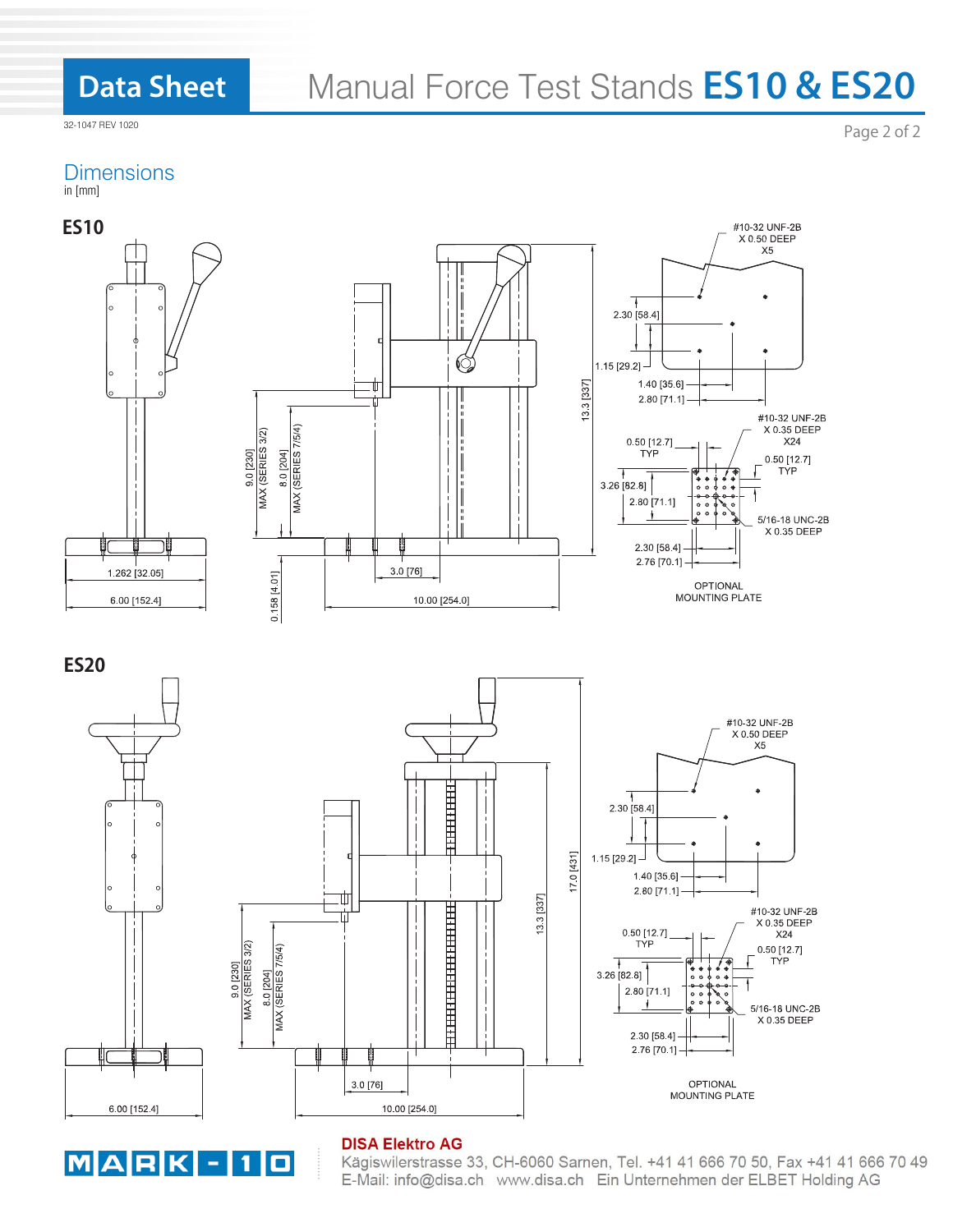## Dimensions

in [mm]

### ES10

#10-32 UNF-2B
X 0.50 DEEP
X5

2.30 [58.4]
1.15 [29.2]
1.40 [35.6]
2.80 [71.1]

#10-32 UNF-2B
X 0.35 DEEP
X24

0.50 [12.7]
TYP

0.50 [12.7]
TYP

3.26 [82.8]
2.80 [71.1]

5/16-18 UNC-2B
X 0.35 DEEP

2.30 [58.4]
2.76 [70.1]

OPTIONAL
MOUNTING PLATE

13.3 [337]

9.0 [230]
MAX (SERIES 3/2)

8.0 [204]
MAX (SERIES 7/5/4)

1.262 [32.05]
6.00 [152.4]
0.158 [4.01]
3.0 [76]
10.00 [254.0]

### ES20

#10-32 UNF-2B
X 0.50 DEEP
X5

2.30 [58.4]
1.15 [29.2]
1.40 [35.6]
2.80 [71.1]

#10-32 UNF-2B
X 0.35 DEEP
X24

0.50 [12.7]
TYP

0.50 [12.7]
TYP

3.26 [82.8]
2.80 [71.1]

5/16-18 UNC-2B
X 0.35 DEEP

2.30 [58.4]
2.76 [70.1]

OPTIONAL
MOUNTING PLATE

17.0 [431]
13.3 [337]

9.0 [230]
MAX (SERIES 3/2)

8.0 [204]
MAX (SERIES 7/5/4)

6.00 [152.4]
3.0 [76]
10.00 [254.0]

MARK-10

**DISA Elektro AG**
Kägiswilerstrasse 33, CH-6060 Sarnen, Tel. +41 41 666 70 50, Fax +41 41 666 70 49
E-Mail: info@disa.ch www.disa.ch Ein Unternehmen der ELBET Holding AG